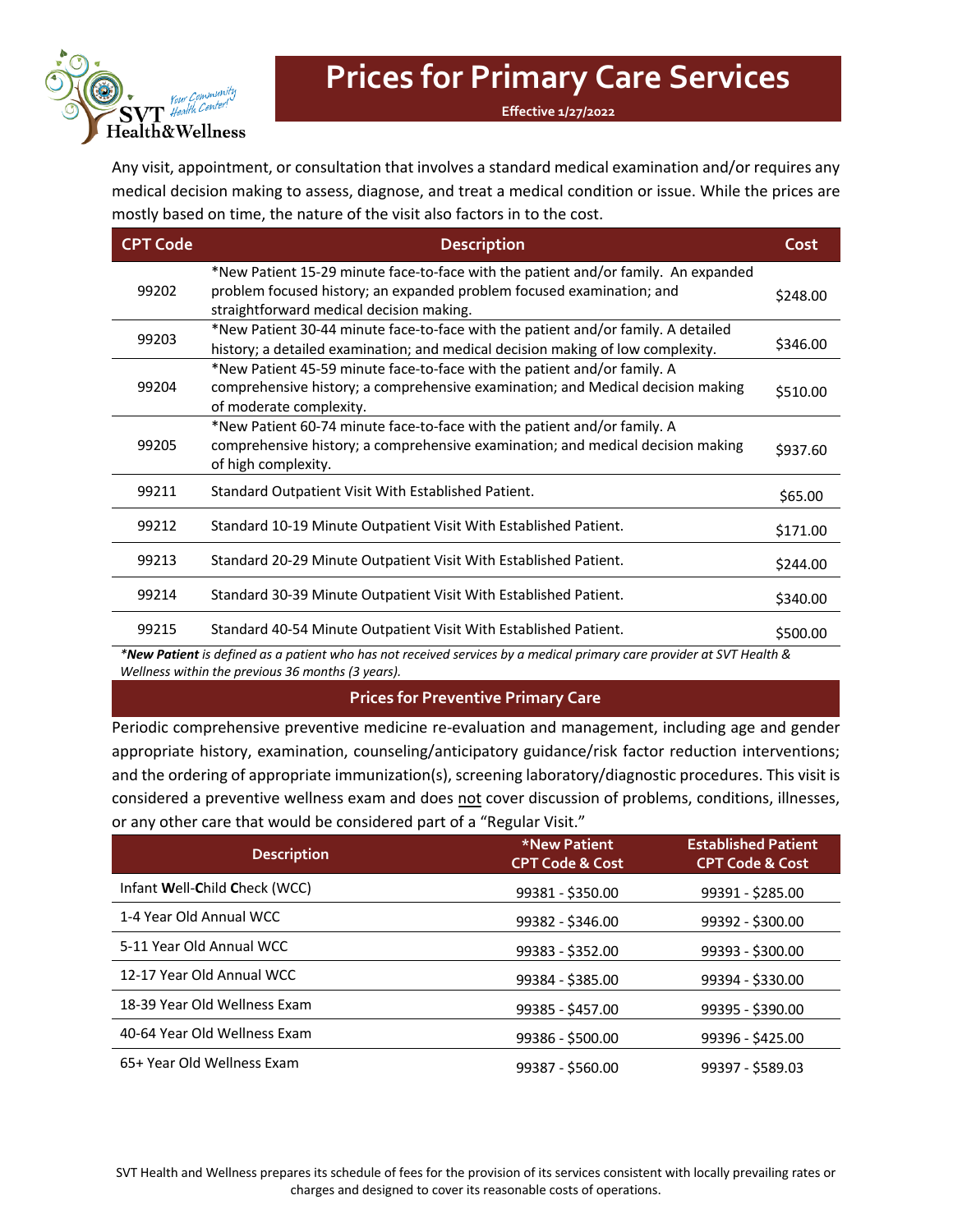SVT Health&Wellness — Your Community Health Center!

# Prices for Primary Care Services

**Effective 1/27/2022**

Any visit, appointment, or consultation that involves a standard medical examination and/or requires any medical decision making to assess, diagnose, and treat a medical condition or issue. While the prices are mostly based on time, the nature of the visit also factors in to the cost.

| CPT Code | Description | Cost |
|---|---|---|
| 99202 | *New Patient 15-29 minute face-to-face with the patient and/or family. An expanded problem focused history; an expanded problem focused examination; and straightforward medical decision making. | $248.00 |
| 99203 | *New Patient 30-44 minute face-to-face with the patient and/or family. A detailed history; a detailed examination; and medical decision making of low complexity. | $346.00 |
| 99204 | *New Patient 45-59 minute face-to-face with the patient and/or family. A comprehensive history; a comprehensive examination; and Medical decision making of moderate complexity. | $510.00 |
| 99205 | *New Patient 60-74 minute face-to-face with the patient and/or family. A comprehensive history; a comprehensive examination; and medical decision making of high complexity. | $937.60 |
| 99211 | Standard Outpatient Visit With Established Patient. | $65.00 |
| 99212 | Standard 10-19 Minute Outpatient Visit With Established Patient. | $171.00 |
| 99213 | Standard 20-29 Minute Outpatient Visit With Established Patient. | $244.00 |
| 99214 | Standard 30-39 Minute Outpatient Visit With Established Patient. | $340.00 |
| 99215 | Standard 40-54 Minute Outpatient Visit With Established Patient. | $500.00 |

*\*New Patient is defined as a patient who has not received services by a medical primary care provider at SVT Health & Wellness within the previous 36 months (3 years).*

## Prices for Preventive Primary Care

Periodic comprehensive preventive medicine re-evaluation and management, including age and gender appropriate history, examination, counseling/anticipatory guidance/risk factor reduction interventions; and the ordering of appropriate immunization(s), screening laboratory/diagnostic procedures. This visit is considered a preventive wellness exam and does not cover discussion of problems, conditions, illnesses, or any other care that would be considered part of a "Regular Visit."

| Description | *New Patient CPT Code & Cost | Established Patient CPT Code & Cost |
|---|---|---|
| Infant **W**ell-**C**hild **C**heck (WCC) | 99381 - $350.00 | 99391 - $285.00 |
| 1-4 Year Old Annual WCC | 99382 - $346.00 | 99392 - $300.00 |
| 5-11 Year Old Annual WCC | 99383 - $352.00 | 99393 - $300.00 |
| 12-17 Year Old Annual WCC | 99384 - $385.00 | 99394 - $330.00 |
| 18-39 Year Old Wellness Exam | 99385 - $457.00 | 99395 - $390.00 |
| 40-64 Year Old Wellness Exam | 99386 - $500.00 | 99396 - $425.00 |
| 65+ Year Old Wellness Exam | 99387 - $560.00 | 99397 - $589.03 |

SVT Health and Wellness prepares its schedule of fees for the provision of its services consistent with locally prevailing rates or charges and designed to cover its reasonable costs of operations.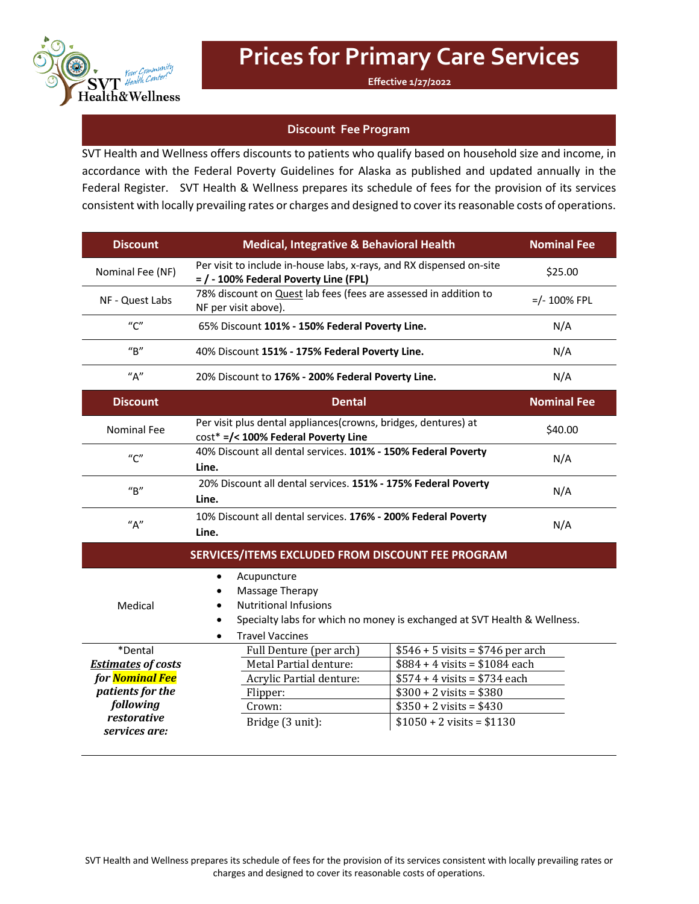# Prices for Primary Care Services

**Effective 1/27/2022**

## Discount Fee Program

SVT Health and Wellness offers discounts to patients who qualify based on household size and income, in accordance with the Federal Poverty Guidelines for Alaska as published and updated annually in the Federal Register. SVT Health & Wellness prepares its schedule of fees for the provision of its services consistent with locally prevailing rates or charges and designed to cover its reasonable costs of operations.

| Discount | Medical, Integrative & Behavioral Health | Nominal Fee |
|---|---|---|
| Nominal Fee (NF) | Per visit to include in-house labs, x-rays, and RX dispensed on-site **= / - 100% Federal Poverty Line (FPL)** | $25.00 |
| NF - Quest Labs | 78% discount on Quest lab fees (fees are assessed in addition to NF per visit above). | =/- 100% FPL |
| "C" | 65% Discount **101% - 150% Federal Poverty Line.** | N/A |
| "B" | 40% Discount **151% - 175% Federal Poverty Line.** | N/A |
| "A" | 20% Discount to **176% - 200% Federal Poverty Line.** | N/A |
| **Discount** | **Dental** | **Nominal Fee** |
| Nominal Fee | Per visit plus dental appliances(crowns, bridges, dentures) at cost* **=/< 100% Federal Poverty Line** | $40.00 |
| "C" | 40% Discount all dental services. **101% - 150% Federal Poverty Line.** | N/A |
| "B" | 20% Discount all dental services. **151% - 175% Federal Poverty Line.** | N/A |
| "A" | 10% Discount all dental services. **176% - 200% Federal Poverty Line.** | N/A |

## SERVICES/ITEMS EXCLUDED FROM DISCOUNT FEE PROGRAM

**Medical**

- Acupuncture
- Massage Therapy
- Nutritional Infusions
- Specialty labs for which no money is exchanged at SVT Health & Wellness.
- Travel Vaccines

*Dental ***Estimates of costs for Nominal Fee patients for the following restorative services are:***

| | |
|---|---|
| Full Denture (per arch) | $546 + 5 visits = $746 per arch |
| Metal Partial denture: | $884 + 4 visits = $1084 each |
| Acrylic Partial denture: | $574 + 4 visits = $734 each |
| Flipper: | $300 + 2 visits = $380 |
| Crown: | $350 + 2 visits = $430 |
| Bridge (3 unit): | $1050 + 2 visits = $1130 |

SVT Health and Wellness prepares its schedule of fees for the provision of its services consistent with locally prevailing rates or charges and designed to cover its reasonable costs of operations.